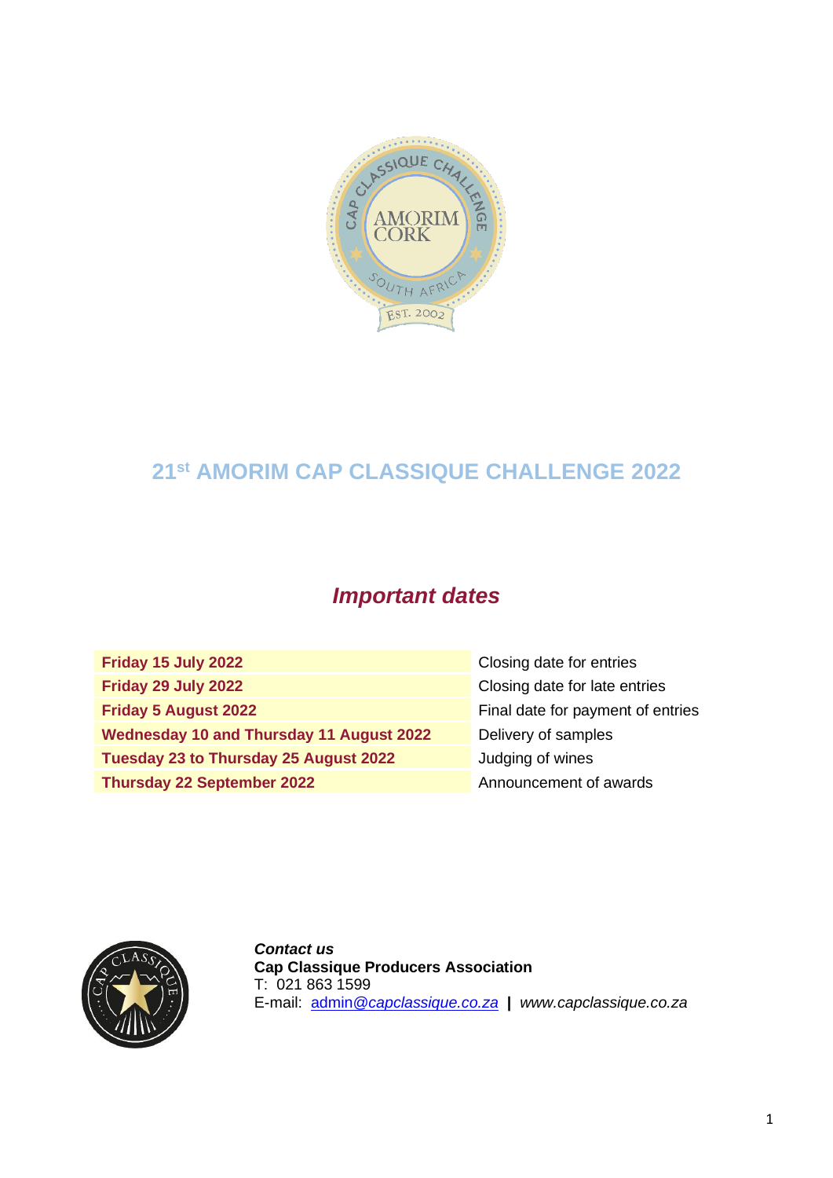# 21st AMORIM CAP CLASSIQUE CHALLENGE 2022

## *Important dates*

| | |
|---|---|
| **Friday 15 July 2022** | Closing date for entries |
| **Friday 29 July 2022** | Closing date for late entries |
| **Friday 5 August 2022** | Final date for payment of entries |
| **Wednesday 10 and Thursday 11 August 2022** | Delivery of samples |
| **Tuesday 23 to Thursday 25 August 2022** | Judging of wines |
| **Thursday 22 September 2022** | Announcement of awards |

***Contact us***
**Cap Classique Producers Association**
T: 021 863 1599
E-mail: admin@capclassique.co.za **|** *www.capclassique.co.za*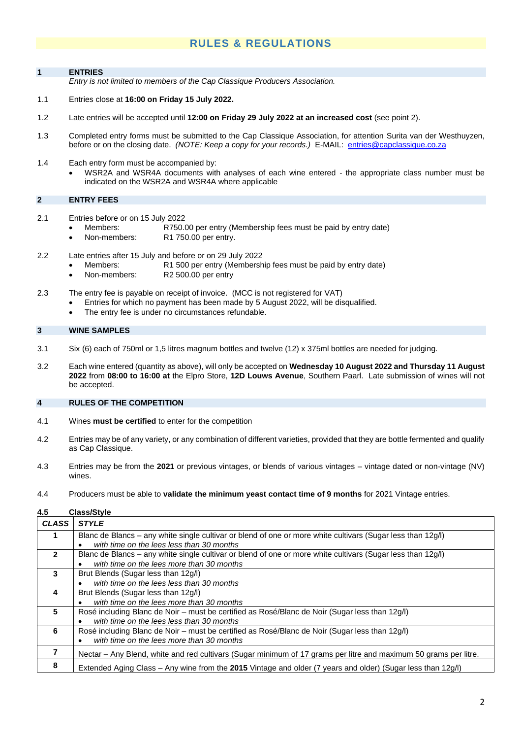# RULES & REGULATIONS

## 1 ENTRIES

*Entry is not limited to members of the Cap Classique Producers Association.*

1.1 Entries close at **16:00 on Friday 15 July 2022.**

1.2 Late entries will be accepted until **12:00 on Friday 29 July 2022 at an increased cost** (see point 2).

1.3 Completed entry forms must be submitted to the Cap Classique Association, for attention Surita van der Westhuyzen, before or on the closing date. *(NOTE: Keep a copy for your records.)* E-MAIL: entries@capclassique.co.za

1.4 Each entry form must be accompanied by:

- WSR2A and WSR4A documents with analyses of each wine entered - the appropriate class number must be indicated on the WSR2A and WSR4A where applicable

## 2 ENTRY FEES

2.1 Entries before or on 15 July 2022

- Members: R750.00 per entry (Membership fees must be paid by entry date)
- Non-members: R1 750.00 per entry.

2.2 Late entries after 15 July and before or on 29 July 2022

- Members: R1 500 per entry (Membership fees must be paid by entry date)
- Non-members: R2 500.00 per entry

2.3 The entry fee is payable on receipt of invoice. (MCC is not registered for VAT)

- Entries for which no payment has been made by 5 August 2022, will be disqualified.
- The entry fee is under no circumstances refundable.

## 3 WINE SAMPLES

3.1 Six (6) each of 750ml or 1,5 litres magnum bottles and twelve (12) x 375ml bottles are needed for judging.

3.2 Each wine entered (quantity as above), will only be accepted on **Wednesday 10 August 2022 and Thursday 11 August 2022** from **08:00 to 16:00 at** the Elpro Store, **12D Louws Avenue**, Southern Paarl. Late submission of wines will not be accepted.

## 4 RULES OF THE COMPETITION

4.1 Wines **must be certified** to enter for the competition

4.2 Entries may be of any variety, or any combination of different varieties, provided that they are bottle fermented and qualify as Cap Classique.

4.3 Entries may be from the **2021** or previous vintages, or blends of various vintages – vintage dated or non-vintage (NV) wines.

4.4 Producers must be able to **validate the minimum yeast contact time of 9 months** for 2021 Vintage entries.

**4.5 Class/Style**

| *CLASS* | *STYLE* |
|---|---|
| **1** | Blanc de Blancs – any white single cultivar or blend of one or more white cultivars (Sugar less than 12g/l) <br>• *with time on the lees less than 30 months* |
| **2** | Blanc de Blancs – any white single cultivar or blend of one or more white cultivars (Sugar less than 12g/l) <br>• *with time on the lees more than 30 months* |
| **3** | Brut Blends (Sugar less than 12g/l) <br>• *with time on the lees less than 30 months* |
| **4** | Brut Blends (Sugar less than 12g/l) <br>• *with time on the lees more than 30 months* |
| **5** | Rosé including Blanc de Noir – must be certified as Rosé/Blanc de Noir (Sugar less than 12g/l) <br>• *with time on the lees less than 30 months* |
| **6** | Rosé including Blanc de Noir – must be certified as Rosé/Blanc de Noir (Sugar less than 12g/l) <br>• *with time on the lees more than 30 months* |
| **7** | Nectar – Any Blend, white and red cultivars (Sugar minimum of 17 grams per litre and maximum 50 grams per litre. |
| **8** | Extended Aging Class – Any wine from the **2015** Vintage and older (7 years and older) (Sugar less than 12g/l) |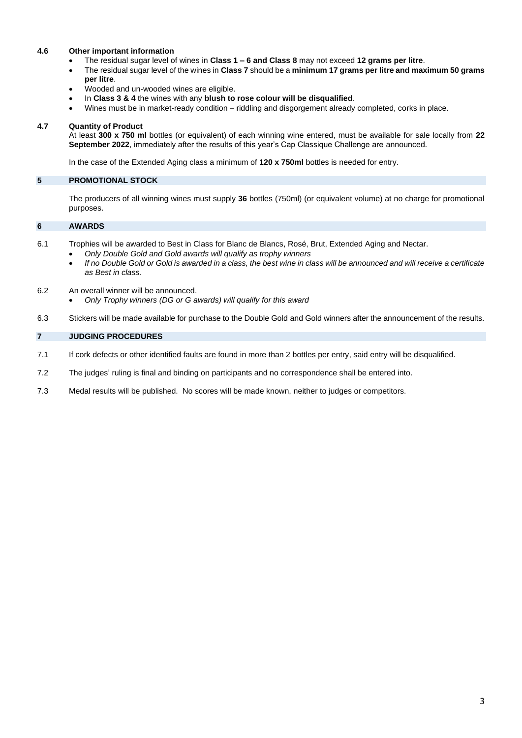### 4.6 Other important information

- The residual sugar level of wines in **Class 1 – 6 and Class 8** may not exceed **12 grams per litre**.
- The residual sugar level of the wines in **Class 7** should be a **minimum 17 grams per litre and maximum 50 grams per litre**.
- Wooded and un-wooded wines are eligible.
- In **Class 3 & 4** the wines with any **blush to rose colour will be disqualified**.
- Wines must be in market-ready condition – riddling and disgorgement already completed, corks in place.

### 4.7 Quantity of Product

At least **300 x 750 ml** bottles (or equivalent) of each winning wine entered, must be available for sale locally from **22 September 2022**, immediately after the results of this year's Cap Classique Challenge are announced.

In the case of the Extended Aging class a minimum of **120 x 750ml** bottles is needed for entry.

## 5 PROMOTIONAL STOCK

The producers of all winning wines must supply **36** bottles (750ml) (or equivalent volume) at no charge for promotional purposes.

## 6 AWARDS

6.1 Trophies will be awarded to Best in Class for Blanc de Blancs, Rosé, Brut, Extended Aging and Nectar.

- *Only Double Gold and Gold awards will qualify as trophy winners*
- *If no Double Gold or Gold is awarded in a class, the best wine in class will be announced and will receive a certificate as Best in class.*

6.2 An overall winner will be announced.

- *Only Trophy winners (DG or G awards) will qualify for this award*

6.3 Stickers will be made available for purchase to the Double Gold and Gold winners after the announcement of the results.

## 7 JUDGING PROCEDURES

7.1 If cork defects or other identified faults are found in more than 2 bottles per entry, said entry will be disqualified.

7.2 The judges' ruling is final and binding on participants and no correspondence shall be entered into.

7.3 Medal results will be published. No scores will be made known, neither to judges or competitors.